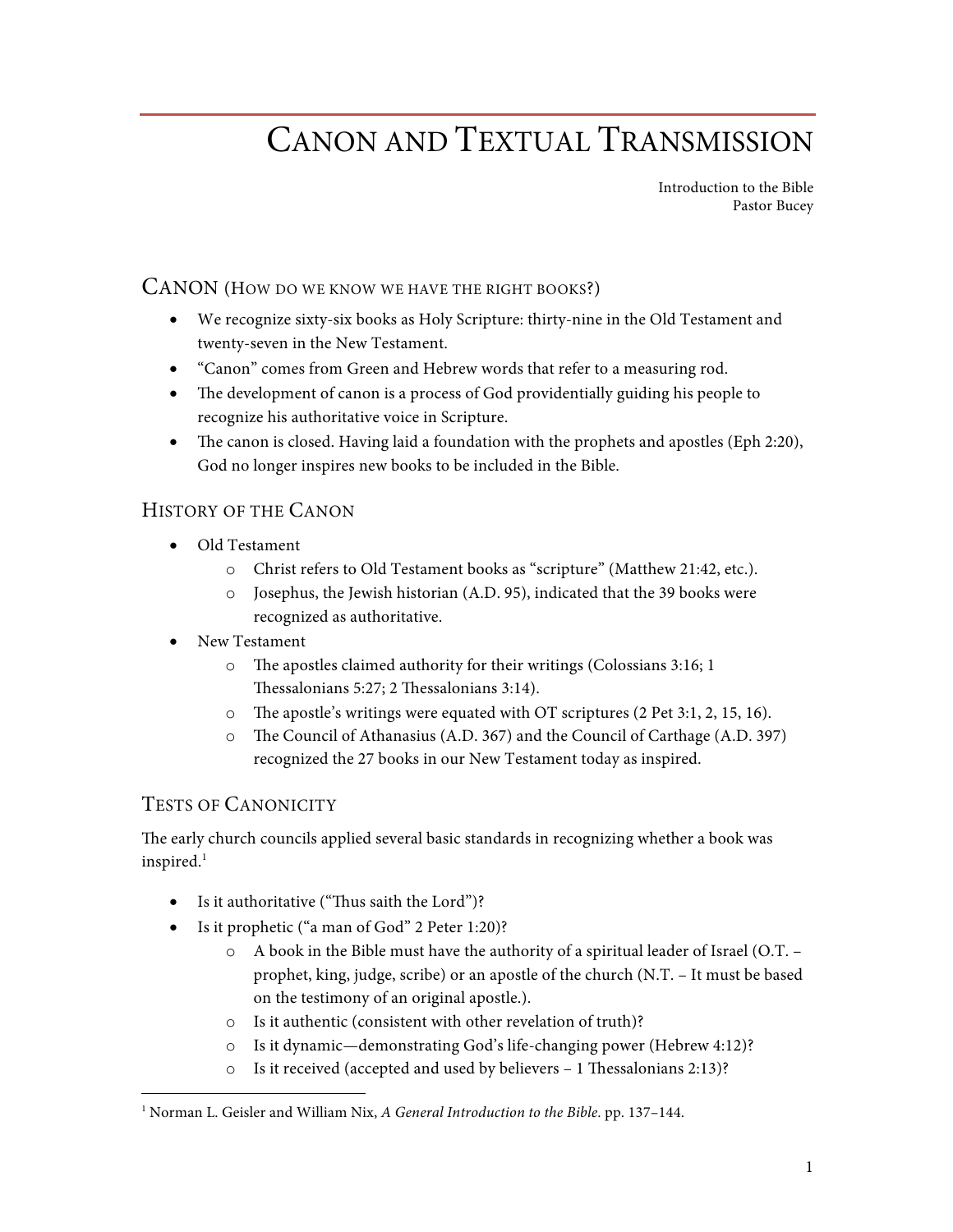# Canon and Textual Transmission

Introduction to the Bible
Pastor Bucey

## Canon (How do we know we have the right books?)

- We recognize sixty-six books as Holy Scripture: thirty-nine in the Old Testament and twenty-seven in the New Testament.
- "Canon" comes from Green and Hebrew words that refer to a measuring rod.
- The development of canon is a process of God providentially guiding his people to recognize his authoritative voice in Scripture.
- The canon is closed. Having laid a foundation with the prophets and apostles (Eph 2:20), God no longer inspires new books to be included in the Bible.

### History of the Canon

- Old Testament
    - Christ refers to Old Testament books as "scripture" (Matthew 21:42, etc.).
    - Josephus, the Jewish historian (A.D. 95), indicated that the 39 books were recognized as authoritative.
- New Testament
    - The apostles claimed authority for their writings (Colossians 3:16; 1 Thessalonians 5:27; 2 Thessalonians 3:14).
    - The apostle's writings were equated with OT scriptures (2 Pet 3:1, 2, 15, 16).
    - The Council of Athanasius (A.D. 367) and the Council of Carthage (A.D. 397) recognized the 27 books in our New Testament today as inspired.

### Tests of Canonicity

The early church councils applied several basic standards in recognizing whether a book was inspired.[1]

- Is it authoritative ("Thus saith the Lord")?
- Is it prophetic ("a man of God" 2 Peter 1:20)?
    - A book in the Bible must have the authority of a spiritual leader of Israel (O.T. – prophet, king, judge, scribe) or an apostle of the church (N.T. – It must be based on the testimony of an original apostle.).
    - Is it authentic (consistent with other revelation of truth)?
    - Is it dynamic—demonstrating God's life-changing power (Hebrew 4:12)?
    - Is it received (accepted and used by believers – 1 Thessalonians 2:13)?

[1] Norman L. Geisler and William Nix, *A General Introduction to the Bible*. pp. 137–144.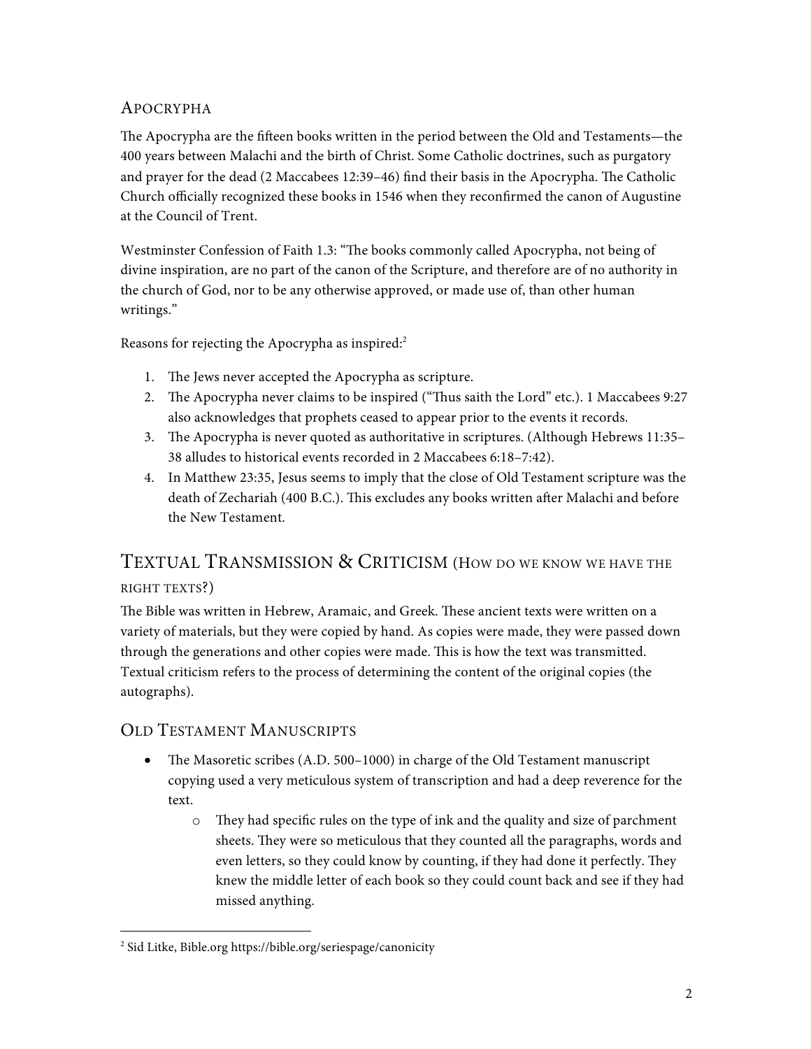## Apocrypha

The Apocrypha are the fifteen books written in the period between the Old and Testaments—the 400 years between Malachi and the birth of Christ. Some Catholic doctrines, such as purgatory and prayer for the dead (2 Maccabees 12:39–46) find their basis in the Apocrypha. The Catholic Church officially recognized these books in 1546 when they reconfirmed the canon of Augustine at the Council of Trent.

Westminster Confession of Faith 1.3: "The books commonly called Apocrypha, not being of divine inspiration, are no part of the canon of the Scripture, and therefore are of no authority in the church of God, nor to be any otherwise approved, or made use of, than other human writings."

Reasons for rejecting the Apocrypha as inspired:[2]

1. The Jews never accepted the Apocrypha as scripture.
2. The Apocrypha never claims to be inspired ("Thus saith the Lord" etc.). 1 Maccabees 9:27 also acknowledges that prophets ceased to appear prior to the events it records.
3. The Apocrypha is never quoted as authoritative in scriptures. (Although Hebrews 11:35–38 alludes to historical events recorded in 2 Maccabees 6:18–7:42).
4. In Matthew 23:35, Jesus seems to imply that the close of Old Testament scripture was the death of Zechariah (400 B.C.). This excludes any books written after Malachi and before the New Testament.

# Textual Transmission & Criticism (How do we know we have the right texts?)

The Bible was written in Hebrew, Aramaic, and Greek. These ancient texts were written on a variety of materials, but they were copied by hand. As copies were made, they were passed down through the generations and other copies were made. This is how the text was transmitted. Textual criticism refers to the process of determining the content of the original copies (the autographs).

## Old Testament Manuscripts

- The Masoretic scribes (A.D. 500–1000) in charge of the Old Testament manuscript copying used a very meticulous system of transcription and had a deep reverence for the text.
  - They had specific rules on the type of ink and the quality and size of parchment sheets. They were so meticulous that they counted all the paragraphs, words and even letters, so they could know by counting, if they had done it perfectly. They knew the middle letter of each book so they could count back and see if they had missed anything.

---

[2] Sid Litke, Bible.org https://bible.org/seriespage/canonicity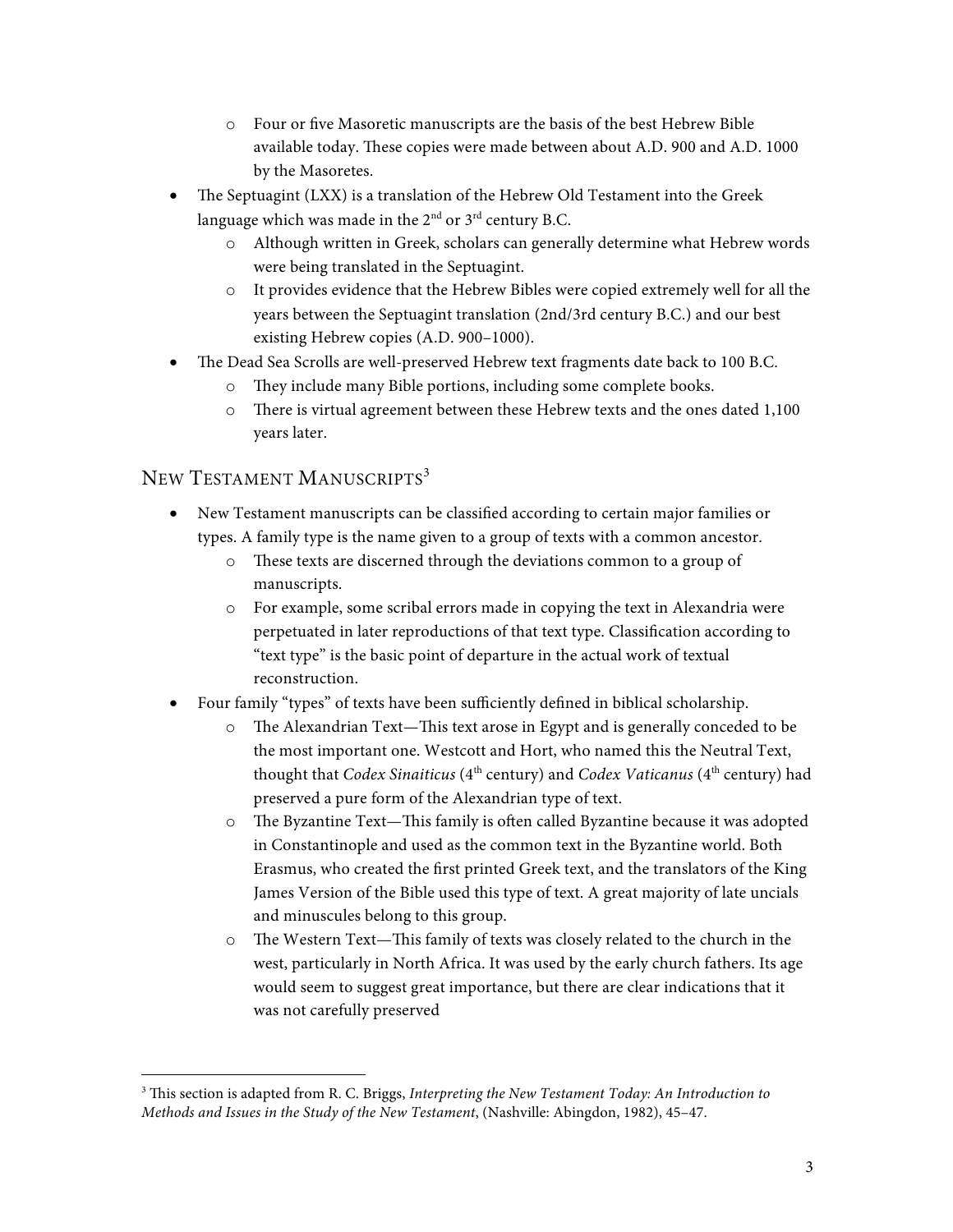- Four or five Masoretic manuscripts are the basis of the best Hebrew Bible available today. These copies were made between about A.D. 900 and A.D. 1000 by the Masoretes.
- The Septuagint (LXX) is a translation of the Hebrew Old Testament into the Greek language which was made in the 2nd or 3rd century B.C.
    - Although written in Greek, scholars can generally determine what Hebrew words were being translated in the Septuagint.
    - It provides evidence that the Hebrew Bibles were copied extremely well for all the years between the Septuagint translation (2nd/3rd century B.C.) and our best existing Hebrew copies (A.D. 900–1000).
- The Dead Sea Scrolls are well-preserved Hebrew text fragments date back to 100 B.C.
    - They include many Bible portions, including some complete books.
    - There is virtual agreement between these Hebrew texts and the ones dated 1,100 years later.

## New Testament Manuscripts[3]

- New Testament manuscripts can be classified according to certain major families or types. A family type is the name given to a group of texts with a common ancestor.
    - These texts are discerned through the deviations common to a group of manuscripts.
    - For example, some scribal errors made in copying the text in Alexandria were perpetuated in later reproductions of that text type. Classification according to "text type" is the basic point of departure in the actual work of textual reconstruction.
- Four family "types" of texts have been sufficiently defined in biblical scholarship.
    - The Alexandrian Text—This text arose in Egypt and is generally conceded to be the most important one. Westcott and Hort, who named this the Neutral Text, thought that *Codex Sinaiticus* (4th century) and *Codex Vaticanus* (4th century) had preserved a pure form of the Alexandrian type of text.
    - The Byzantine Text—This family is often called Byzantine because it was adopted in Constantinople and used as the common text in the Byzantine world. Both Erasmus, who created the first printed Greek text, and the translators of the King James Version of the Bible used this type of text. A great majority of late uncials and minuscules belong to this group.
    - The Western Text—This family of texts was closely related to the church in the west, particularly in North Africa. It was used by the early church fathers. Its age would seem to suggest great importance, but there are clear indications that it was not carefully preserved

---

[3] This section is adapted from R. C. Briggs, *Interpreting the New Testament Today: An Introduction to Methods and Issues in the Study of the New Testament*, (Nashville: Abingdon, 1982), 45–47.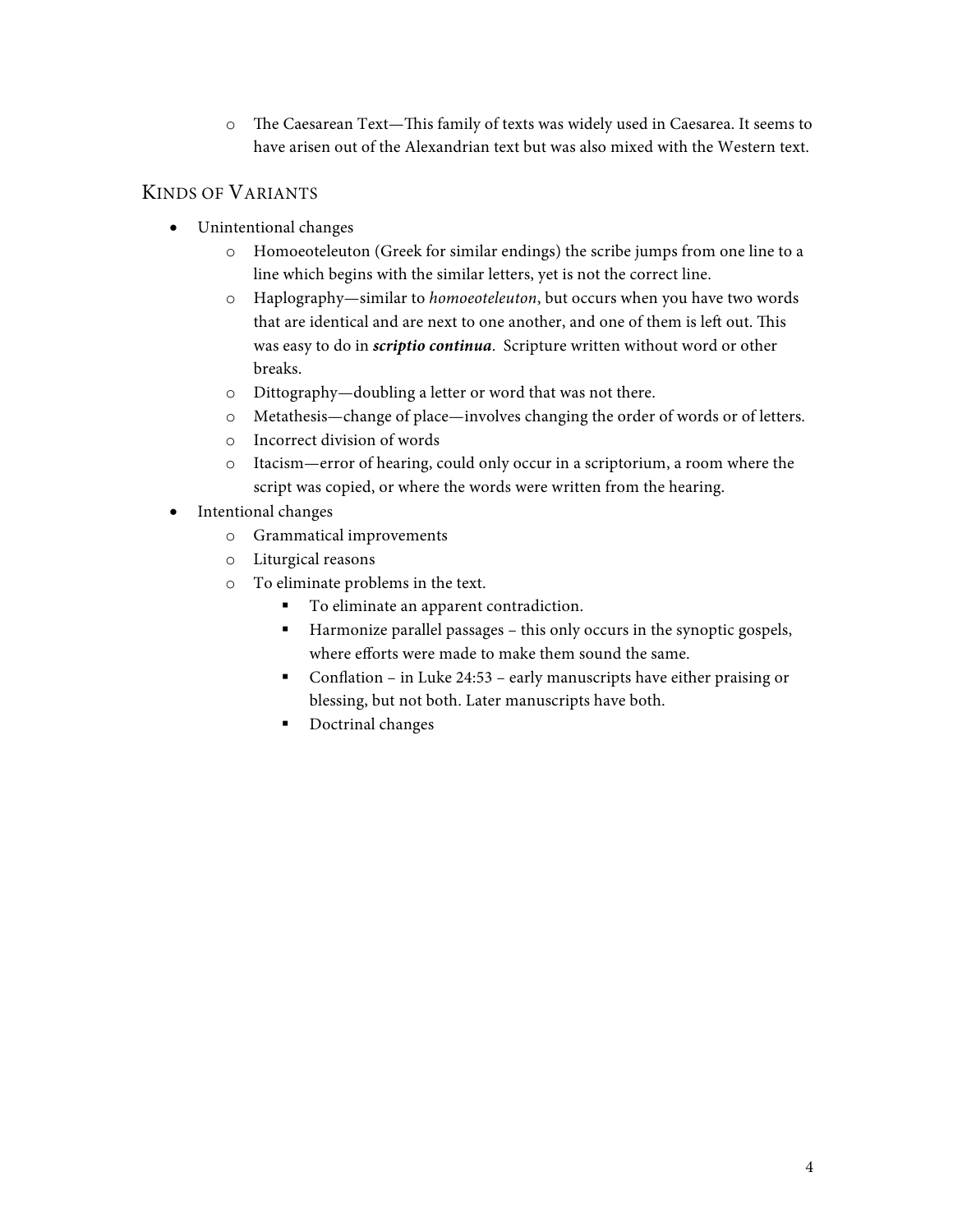- The Caesarean Text—This family of texts was widely used in Caesarea. It seems to have arisen out of the Alexandrian text but was also mixed with the Western text.

## Kinds of Variants

- Unintentional changes
  - Homoeoteleuton (Greek for similar endings) the scribe jumps from one line to a line which begins with the similar letters, yet is not the correct line.
  - Haplography—similar to *homoeoteleuton*, but occurs when you have two words that are identical and are next to one another, and one of them is left out. This was easy to do in ***scriptio continua***. Scripture written without word or other breaks.
  - Dittography—doubling a letter or word that was not there.
  - Metathesis—change of place—involves changing the order of words or of letters.
  - Incorrect division of words
  - Itacism—error of hearing, could only occur in a scriptorium, a room where the script was copied, or where the words were written from the hearing.
- Intentional changes
  - Grammatical improvements
  - Liturgical reasons
  - To eliminate problems in the text.
    - To eliminate an apparent contradiction.
    - Harmonize parallel passages – this only occurs in the synoptic gospels, where efforts were made to make them sound the same.
    - Conflation – in Luke 24:53 – early manuscripts have either praising or blessing, but not both. Later manuscripts have both.
    - Doctrinal changes